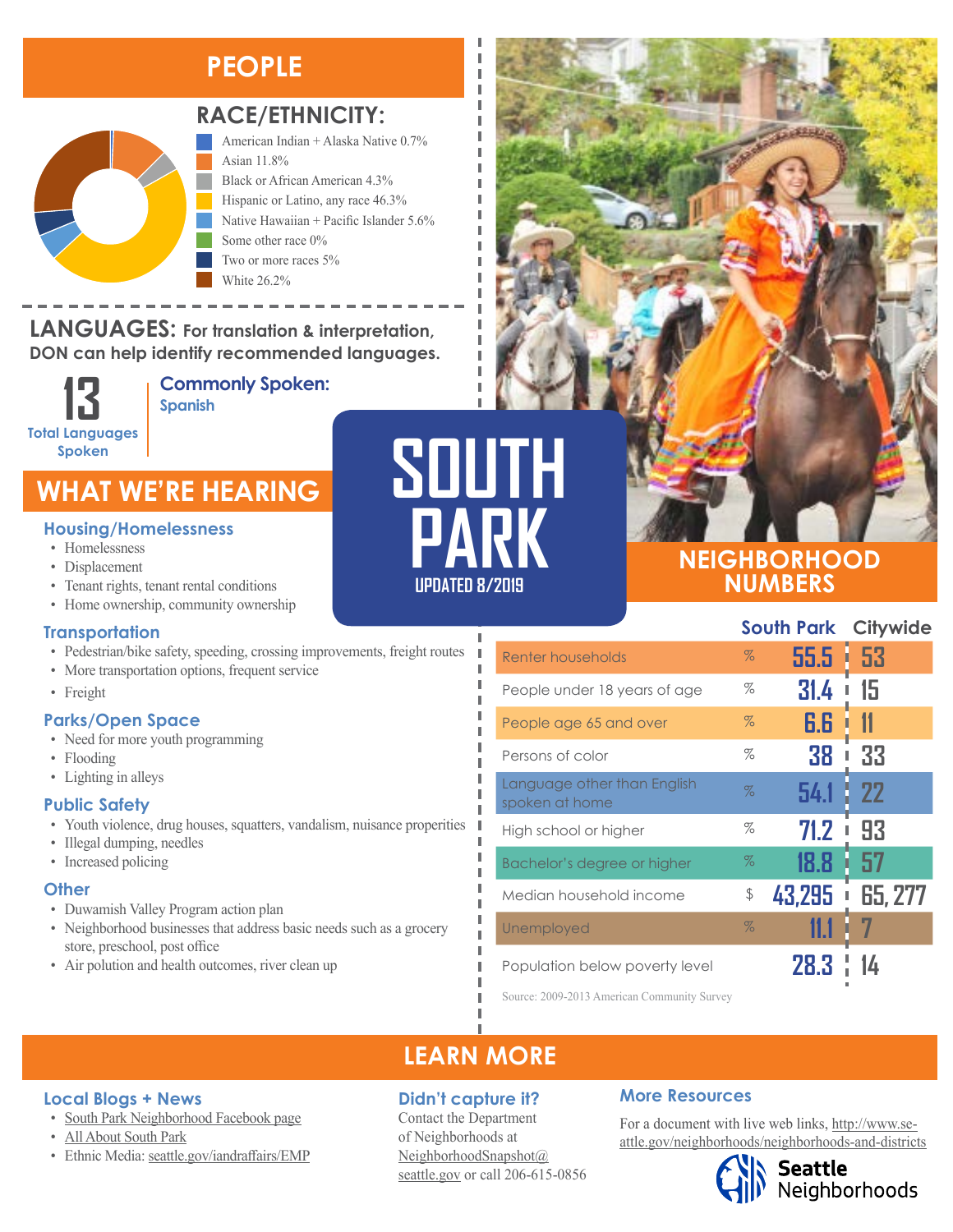# SOUTH PARK

UPDATED 8/2019

## PEOPLE

### RACE/ETHNICITY:

- American Indian + Alaska Native 0.7%
- Asian 11.8%
- Black or African American 4.3%
- Hispanic or Latino, any race 46.3%
- Native Hawaiian + Pacific Islander 5.6%
- Some other race 0%
- Two or more races 5%
- White 26.2%

### LANGUAGES: For translation & interpretation, DON can help identify recommended languages.

**13** Total Languages Spoken

**Commonly Spoken:** Spanish

## WHAT WE'RE HEARING

### Housing/Homelessness

- Homelessness
- Displacement
- Tenant rights, tenant rental conditions
- Home ownership, community ownership

### Transportation

- Pedestrian/bike safety, speeding, crossing improvements, freight routes
- More transportation options, frequent service
- Freight

### Parks/Open Space

- Need for more youth programming
- Flooding
- Lighting in alleys

### Public Safety

- Youth violence, drug houses, squatters, vandalism, nuisance properities
- Illegal dumping, needles
- Increased policing

### Other

- Duwamish Valley Program action plan
- Neighborhood businesses that address basic needs such as a grocery store, preschool, post office
- Air polution and health outcomes, river clean up

## NEIGHBORHOOD NUMBERS

| | | South Park | Citywide |
|---|---|---|---|
| Renter households | % | 55.5 | 53 |
| People under 18 years of age | % | 31.4 | 15 |
| People age 65 and over | % | 6.6 | 11 |
| Persons of color | % | 38 | 33 |
| Language other than English spoken at home | % | 54.1 | 22 |
| High school or higher | % | 71.2 | 93 |
| Bachelor's degree or higher | % | 18.8 | 57 |
| Median household income | $ | 43,295 | 65, 277 |
| Unemployed | % | 11.1 | 7 |
| Population below poverty level | | 28.3 | 14 |

Source: 2009-2013 American Community Survey

## LEARN MORE

### Local Blogs + News

- South Park Neighborhood Facebook page
- All About South Park
- Ethnic Media: seattle.gov/iandraffairs/EMP

### Didn't capture it?

Contact the Department of Neighborhoods at NeighborhoodSnapshot@seattle.gov or call 206-615-0856

### More Resources

For a document with live web links, http://www.seattle.gov/neighborhoods/neighborhoods-and-districts

Seattle Neighborhoods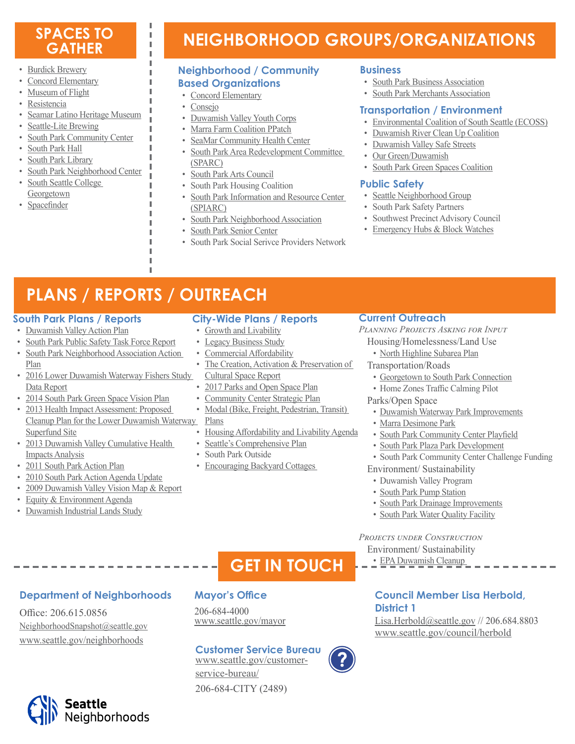# SPACES TO GATHER

- Burdick Brewery
- Concord Elementary
- Museum of Flight
- Resistencia
- Seamar Latino Heritage Museum
- Seattle-Lite Brewing
- South Park Community Center
- South Park Hall
- South Park Library
- South Park Neighborhood Center
- South Seattle College Georgetown
- Spacefinder

# NEIGHBORHOOD GROUPS/ORGANIZATIONS

### Neighborhood / Community Based Organizations

- Concord Elementary
- Consejo
- Duwamish Valley Youth Corps
- Marra Farm Coalition PPatch
- SeaMar Community Health Center
- South Park Area Redevelopment Committee (SPARC)
- South Park Arts Council
- South Park Housing Coalition
- South Park Information and Resource Center (SPIARC)
- South Park Neighborhood Association
- South Park Senior Center
- South Park Social Serivce Providers Network

### Business

- South Park Business Association
- South Park Merchants Association

### Transportation / Environment

- Environmental Coalition of South Seattle (ECOSS)
- Duwamish River Clean Up Coalition
- Duwamish Valley Safe Streets
- Our Green/Duwamish
- South Park Green Spaces Coalition

### Public Safety

- Seattle Neighborhood Group
- South Park Safety Partners
- Southwest Precinct Advisory Council
- Emergency Hubs & Block Watches

# PLANS / REPORTS / OUTREACH

### South Park Plans / Reports

- Duwamish Valley Action Plan
- South Park Public Safety Task Force Report
- South Park Neighborhood Association Action Plan
- 2016 Lower Duwamish Waterway Fishers Study Data Report
- 2014 South Park Green Space Vision Plan
- 2013 Health Impact Assessment: Proposed Cleanup Plan for the Lower Duwamish Waterway Superfund Site
- 2013 Duwamish Valley Cumulative Health Impacts Analysis
- 2011 South Park Action Plan
- 2010 South Park Action Agenda Update
- 2009 Duwamish Valley Vision Map & Report
- Equity & Environment Agenda
- Duwamish Industrial Lands Study

### City-Wide Plans / Reports

- Growth and Livability
- Legacy Business Study
- Commercial Affordability
- The Creation, Activation & Preservation of Cultural Space Report
- 2017 Parks and Open Space Plan
- Community Center Strategic Plan
- Modal (Bike, Freight, Pedestrian, Transit) Plans
- Housing Affordability and Livability Agenda
- Seattle's Comprehensive Plan
- South Park Outside
- Encouraging Backyard Cottages

### Current Outreach

*Planning Projects Asking for Input*

Housing/Homelessness/Land Use

- North Highline Subarea Plan

Transportation/Roads

- Georgetown to South Park Connection
- Home Zones Traffic Calming Pilot

Parks/Open Space

- Duwamish Waterway Park Improvements
- Marra Desimone Park
- South Park Community Center Playfield
- South Park Plaza Park Development
- South Park Community Center Challenge Funding

Environment/ Sustainability

- Duwamish Valley Program
- South Park Pump Station
- South Park Drainage Improvements
- South Park Water Quality Facility

*Projects under Construction*

Environment/ Sustainability

- EPA Duwamish Cleanup

# GET IN TOUCH

### Department of Neighborhoods

Office: 206.615.0856
NeighborhoodSnapshot@seattle.gov
www.seattle.gov/neighborhoods

### Mayor's Office

206-684-4000
www.seattle.gov/mayor

### Customer Service Bureau

www.seattle.gov/customer-service-bureau/
206-684-CITY (2489)

### Council Member Lisa Herbold, District 1

Lisa.Herbold@seattle.gov // 206.684.8803
www.seattle.gov/council/herbold

Seattle Neighborhoods